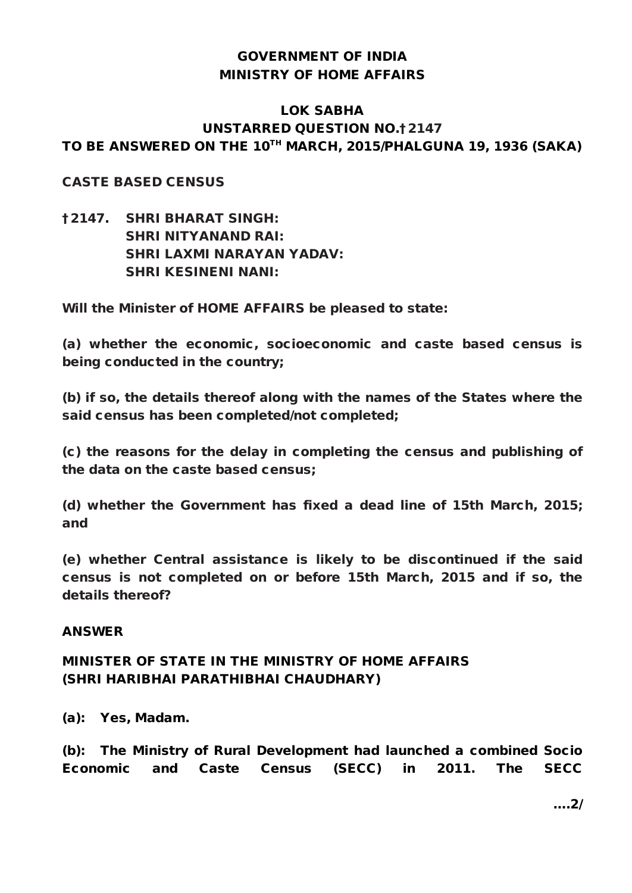**GOVERNMENT OF INDIA**
**MINISTRY OF HOME AFFAIRS**

**LOK SABHA**
**UNSTARRED QUESTION NO.†2147**
**TO BE ANSWERED ON THE 10TH MARCH, 2015/PHALGUNA 19, 1936 (SAKA)**

**CASTE BASED CENSUS**

**†2147. SHRI BHARAT SINGH:**
**SHRI NITYANAND RAI:**
**SHRI LAXMI NARAYAN YADAV:**
**SHRI KESINENI NANI:**

**Will the Minister of HOME AFFAIRS be pleased to state:**

**(a) whether the economic, socioeconomic and caste based census is being conducted in the country;**

**(b) if so, the details thereof along with the names of the States where the said census has been completed/not completed;**

**(c) the reasons for the delay in completing the census and publishing of the data on the caste based census;**

**(d) whether the Government has fixed a dead line of 15th March, 2015; and**

**(e) whether Central assistance is likely to be discontinued if the said census is not completed on or before 15th March, 2015 and if so, the details thereof?**

**ANSWER**

**MINISTER OF STATE IN THE MINISTRY OF HOME AFFAIRS**
**(SHRI HARIBHAI PARATHIBHAI CHAUDHARY)**

**(a): Yes, Madam.**

**(b): The Ministry of Rural Development had launched a combined Socio Economic and Caste Census (SECC) in 2011. The SECC**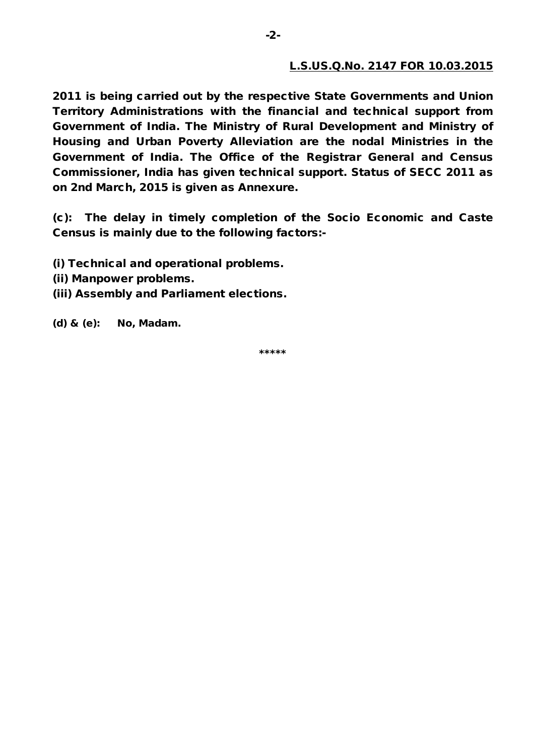**L.S.US.Q.No. 2147 FOR 10.03.2015**

**2011 is being carried out by the respective State Governments and Union Territory Administrations with the financial and technical support from Government of India. The Ministry of Rural Development and Ministry of Housing and Urban Poverty Alleviation are the nodal Ministries in the Government of India. The Office of the Registrar General and Census Commissioner, India has given technical support. Status of SECC 2011 as on 2nd March, 2015 is given as Annexure.**

**(c): The delay in timely completion of the Socio Economic and Caste Census is mainly due to the following factors:-**

**(i) Technical and operational problems.**
**(ii) Manpower problems.**
**(iii) Assembly and Parliament elections.**

**(d) & (e): No, Madam.**

*****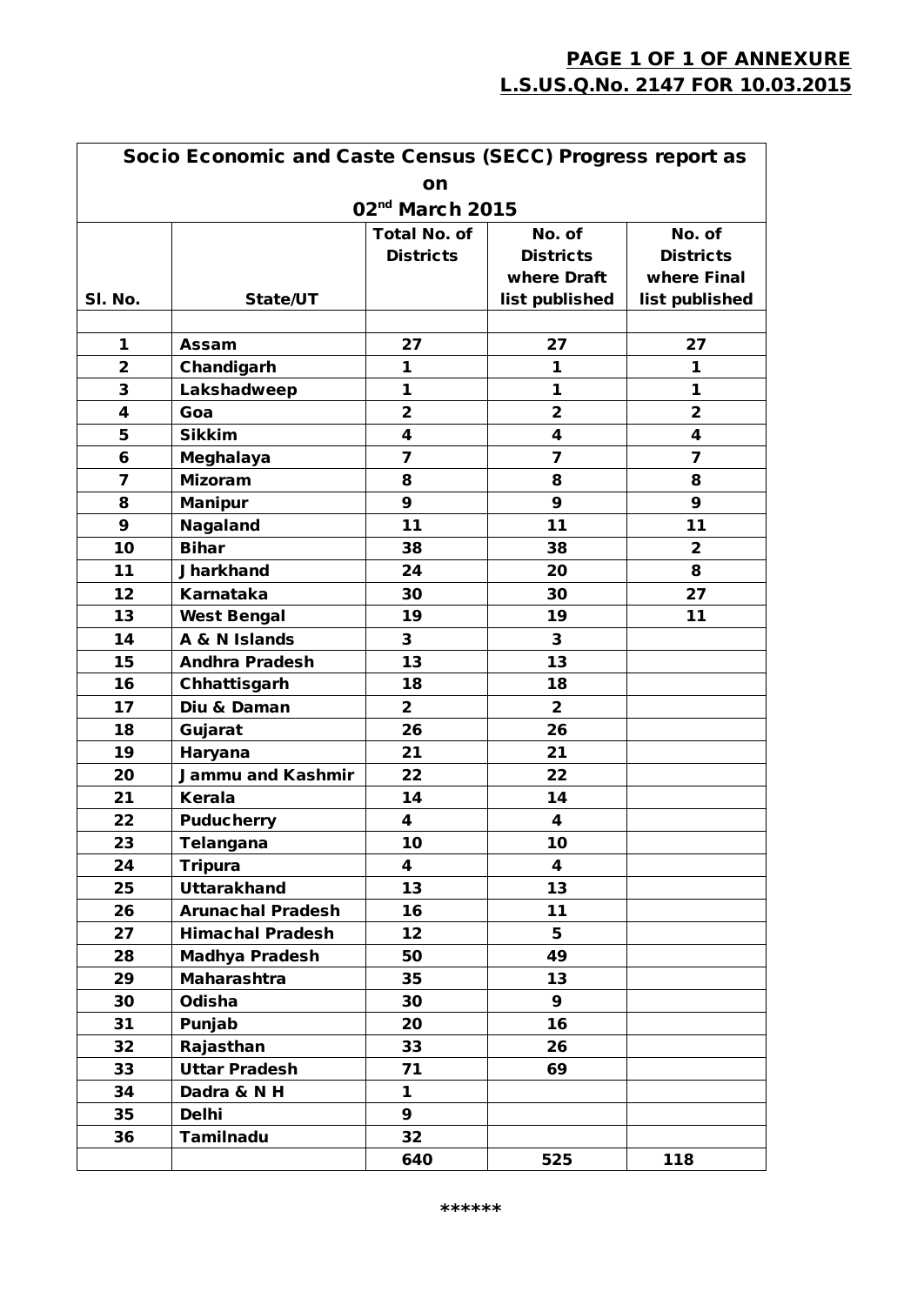**PAGE 1 OF 1 OF ANNEXURE**
**L.S.US.Q.No. 2147 FOR 10.03.2015**

| Socio Economic and Caste Census (SECC) Progress report as on 02nd March 2015 | | | | |
|---|---|---|---|---|
| Sl. No. | State/UT | Total No. of Districts | No. of Districts where Draft list published | No. of Districts where Final list published |
| 1 | Assam | 27 | 27 | 27 |
| 2 | Chandigarh | 1 | 1 | 1 |
| 3 | Lakshadweep | 1 | 1 | 1 |
| 4 | Goa | 2 | 2 | 2 |
| 5 | Sikkim | 4 | 4 | 4 |
| 6 | Meghalaya | 7 | 7 | 7 |
| 7 | Mizoram | 8 | 8 | 8 |
| 8 | Manipur | 9 | 9 | 9 |
| 9 | Nagaland | 11 | 11 | 11 |
| 10 | Bihar | 38 | 38 | 2 |
| 11 | Jharkhand | 24 | 20 | 8 |
| 12 | Karnataka | 30 | 30 | 27 |
| 13 | West Bengal | 19 | 19 | 11 |
| 14 | A & N Islands | 3 | 3 | |
| 15 | Andhra Pradesh | 13 | 13 | |
| 16 | Chhattisgarh | 18 | 18 | |
| 17 | Diu & Daman | 2 | 2 | |
| 18 | Gujarat | 26 | 26 | |
| 19 | Haryana | 21 | 21 | |
| 20 | Jammu and Kashmir | 22 | 22 | |
| 21 | Kerala | 14 | 14 | |
| 22 | Puducherry | 4 | 4 | |
| 23 | Telangana | 10 | 10 | |
| 24 | Tripura | 4 | 4 | |
| 25 | Uttarakhand | 13 | 13 | |
| 26 | Arunachal Pradesh | 16 | 11 | |
| 27 | Himachal Pradesh | 12 | 5 | |
| 28 | Madhya Pradesh | 50 | 49 | |
| 29 | Maharashtra | 35 | 13 | |
| 30 | Odisha | 30 | 9 | |
| 31 | Punjab | 20 | 16 | |
| 32 | Rajasthan | 33 | 26 | |
| 33 | Uttar Pradesh | 71 | 69 | |
| 34 | Dadra & N H | 1 | | |
| 35 | Delhi | 9 | | |
| 36 | Tamilnadu | 32 | | |
| | | 640 | 525 | 118 |

******